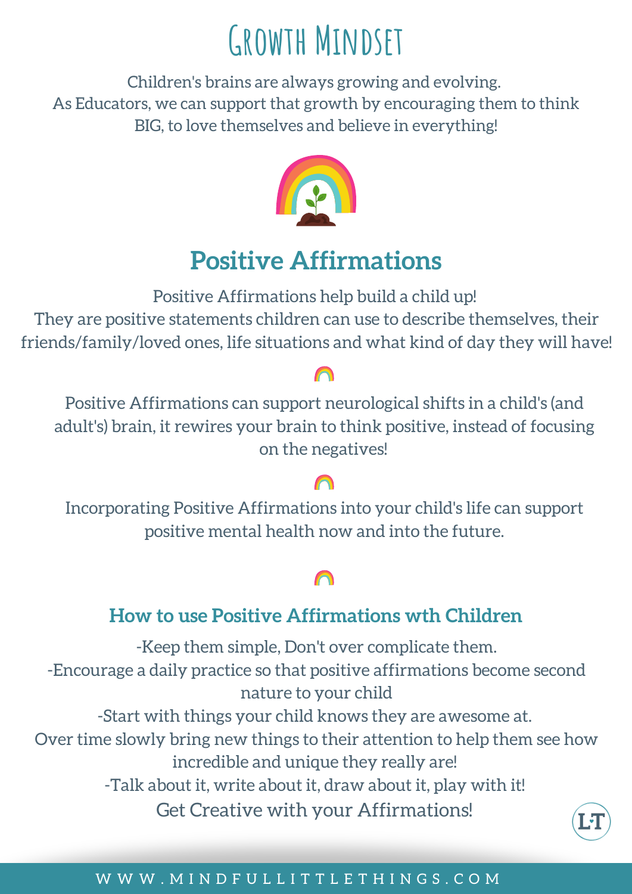# Growth Mindset

Children's brains are always growing and evolving.
As Educators, we can support that growth by encouraging them to think BIG, to love themselves and believe in everything!

## Positive Affirmations

Positive Affirmations help build a child up!
They are positive statements children can use to describe themselves, their friends/family/loved ones, life situations and what kind of day they will have!

Positive Affirmations can support neurological shifts in a child's (and adult's) brain, it rewires your brain to think positive, instead of focusing on the negatives!

Incorporating Positive Affirmations into your child's life can support positive mental health now and into the future.

### How to use Positive Affirmations wth Children

-Keep them simple, Don't over complicate them.
-Encourage a daily practice so that positive affirmations become second nature to your child
-Start with things your child knows they are awesome at.
Over time slowly bring new things to their attention to help them see how incredible and unique they really are!
-Talk about it, write about it, draw about it, play with it!
Get Creative with your Affirmations!

WWW.MINDFULLITTLETHINGS.COM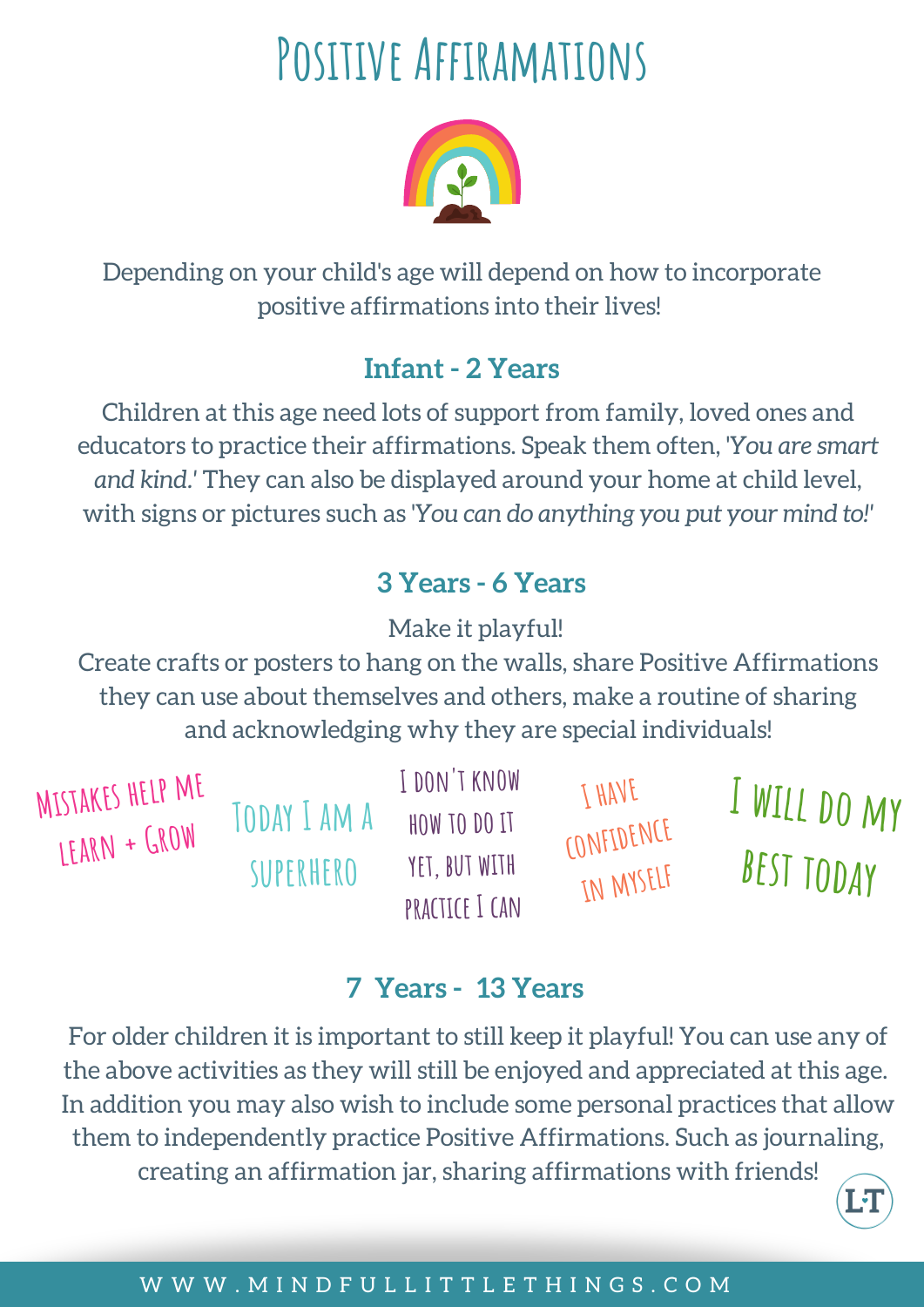# Positive Affiramations

Depending on your child's age will depend on how to incorporate positive affirmations into their lives!

## Infant - 2 Years

Children at this age need lots of support from family, loved ones and educators to practice their affirmations. Speak them often, '*You are smart and kind.*' They can also be displayed around your home at child level, with signs or pictures such as '*You can do anything you put your mind to!*'

## 3 Years - 6 Years

Make it playful!
Create crafts or posters to hang on the walls, share Positive Affirmations they can use about themselves and others, make a routine of sharing and acknowledging why they are special individuals!

MISTAKES HELP ME LEARN + GROW

TODAY I AM A SUPERHERO

I DON'T KNOW HOW TO DO IT YET, BUT WITH PRACTICE I CAN

I HAVE CONFIDENCE IN MYSELF

I WILL DO MY BEST TODAY

## 7 Years - 13 Years

For older children it is important to still keep it playful! You can use any of the above activities as they will still be enjoyed and appreciated at this age. In addition you may also wish to include some personal practices that allow them to independently practice Positive Affirmations. Such as journaling, creating an affirmation jar, sharing affirmations with friends!

WWW.MINDFULLITTLETHINGS.COM